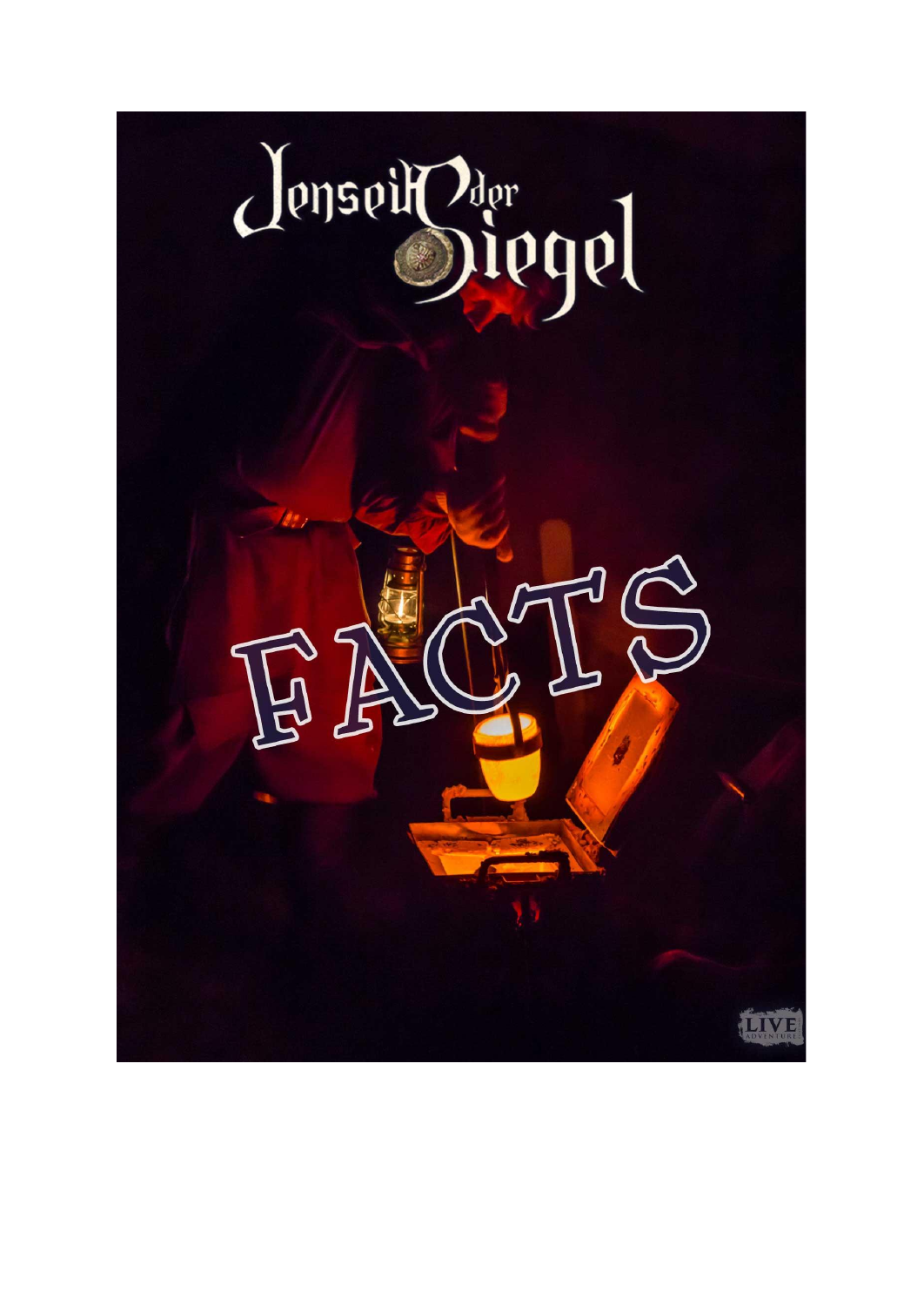# Jenseits der Siegel

# FACTS

LIVE ADVENTURE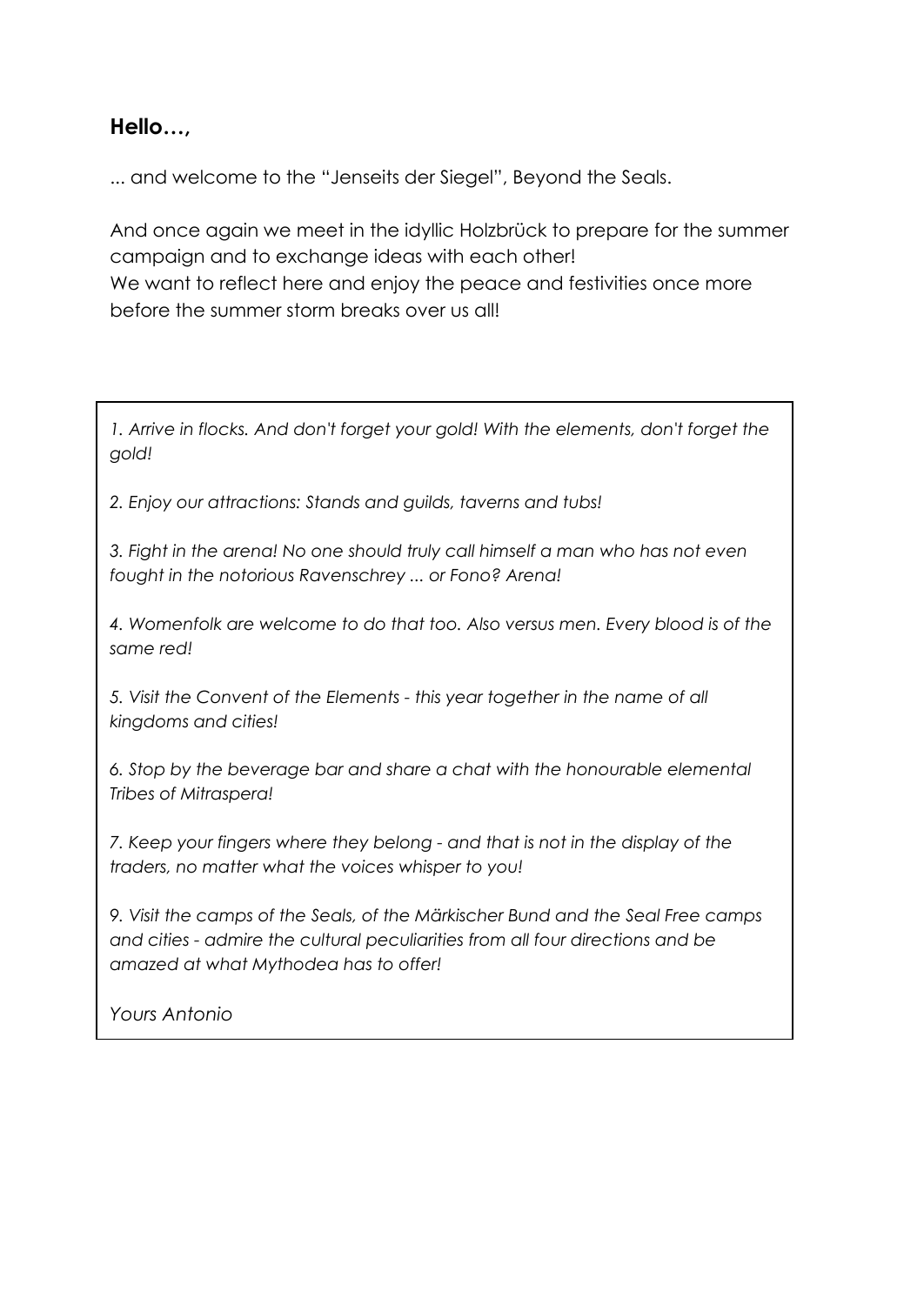## Hello…,

... and welcome to the "Jenseits der Siegel", Beyond the Seals.

And once again we meet in the idyllic Holzbrück to prepare for the summer campaign and to exchange ideas with each other!
We want to reflect here and enjoy the peace and festivities once more before the summer storm breaks over us all!

*1. Arrive in flocks. And don't forget your gold! With the elements, don't forget the gold!*

*2. Enjoy our attractions: Stands and guilds, taverns and tubs!*

*3. Fight in the arena! No one should truly call himself a man who has not even fought in the notorious Ravenschrey ... or Fono? Arena!*

*4. Womenfolk are welcome to do that too. Also versus men. Every blood is of the same red!*

*5. Visit the Convent of the Elements - this year together in the name of all kingdoms and cities!*

*6. Stop by the beverage bar and share a chat with the honourable elemental Tribes of Mitraspera!*

*7. Keep your fingers where they belong - and that is not in the display of the traders, no matter what the voices whisper to you!*

*9. Visit the camps of the Seals, of the Märkischer Bund and the Seal Free camps and cities - admire the cultural peculiarities from all four directions and be amazed at what Mythodea has to offer!*

*Yours Antonio*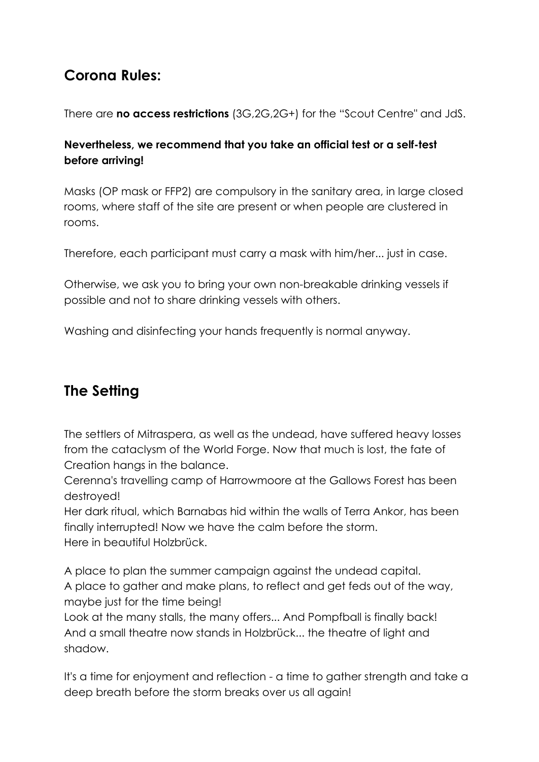## Corona Rules:

There are **no access restrictions** (3G,2G,2G+) for the "Scout Centre" and JdS.

**Nevertheless, we recommend that you take an official test or a self-test before arriving!**

Masks (OP mask or FFP2) are compulsory in the sanitary area, in large closed rooms, where staff of the site are present or when people are clustered in rooms.

Therefore, each participant must carry a mask with him/her... just in case.

Otherwise, we ask you to bring your own non-breakable drinking vessels if possible and not to share drinking vessels with others.

Washing and disinfecting your hands frequently is normal anyway.

## The Setting

The settlers of Mitraspera, as well as the undead, have suffered heavy losses from the cataclysm of the World Forge. Now that much is lost, the fate of Creation hangs in the balance.
Cerenna's travelling camp of Harrowmoore at the Gallows Forest has been destroyed!
Her dark ritual, which Barnabas hid within the walls of Terra Ankor, has been finally interrupted! Now we have the calm before the storm.
Here in beautiful Holzbrück.

A place to plan the summer campaign against the undead capital.
A place to gather and make plans, to reflect and get feds out of the way, maybe just for the time being!
Look at the many stalls, the many offers... And Pompfball is finally back!
And a small theatre now stands in Holzbrück... the theatre of light and shadow.

It's a time for enjoyment and reflection - a time to gather strength and take a deep breath before the storm breaks over us all again!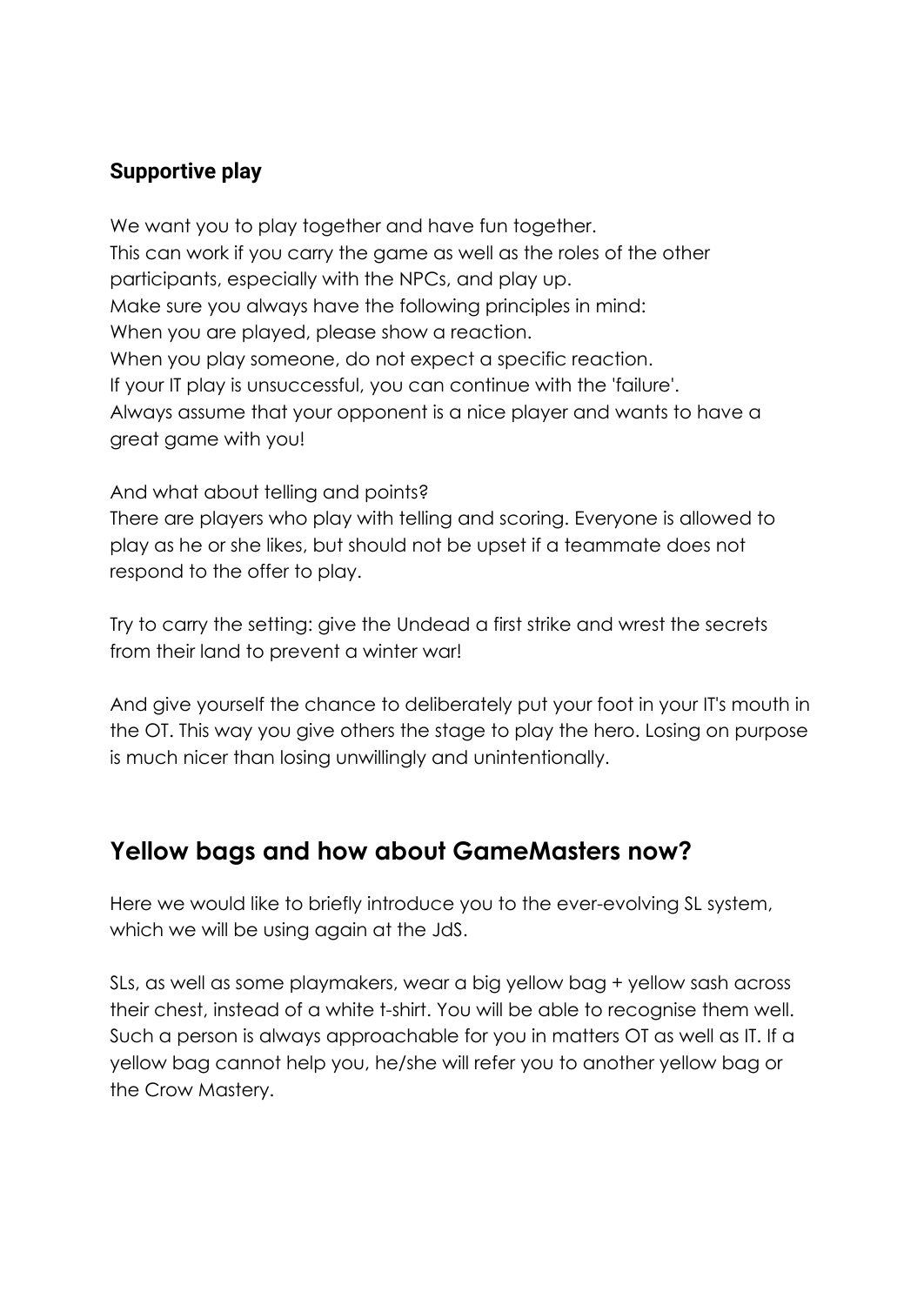### Supportive play

We want you to play together and have fun together.
This can work if you carry the game as well as the roles of the other participants, especially with the NPCs, and play up.
Make sure you always have the following principles in mind:
When you are played, please show a reaction.
When you play someone, do not expect a specific reaction.
If your IT play is unsuccessful, you can continue with the 'failure'.
Always assume that your opponent is a nice player and wants to have a great game with you!

And what about telling and points?
There are players who play with telling and scoring. Everyone is allowed to play as he or she likes, but should not be upset if a teammate does not respond to the offer to play.

Try to carry the setting: give the Undead a first strike and wrest the secrets from their land to prevent a winter war!

And give yourself the chance to deliberately put your foot in your IT's mouth in the OT. This way you give others the stage to play the hero. Losing on purpose is much nicer than losing unwillingly and unintentionally.

## Yellow bags and how about GameMasters now?

Here we would like to briefly introduce you to the ever-evolving SL system, which we will be using again at the JdS.

SLs, as well as some playmakers, wear a big yellow bag + yellow sash across their chest, instead of a white t-shirt. You will be able to recognise them well. Such a person is always approachable for you in matters OT as well as IT. If a yellow bag cannot help you, he/she will refer you to another yellow bag or the Crow Mastery.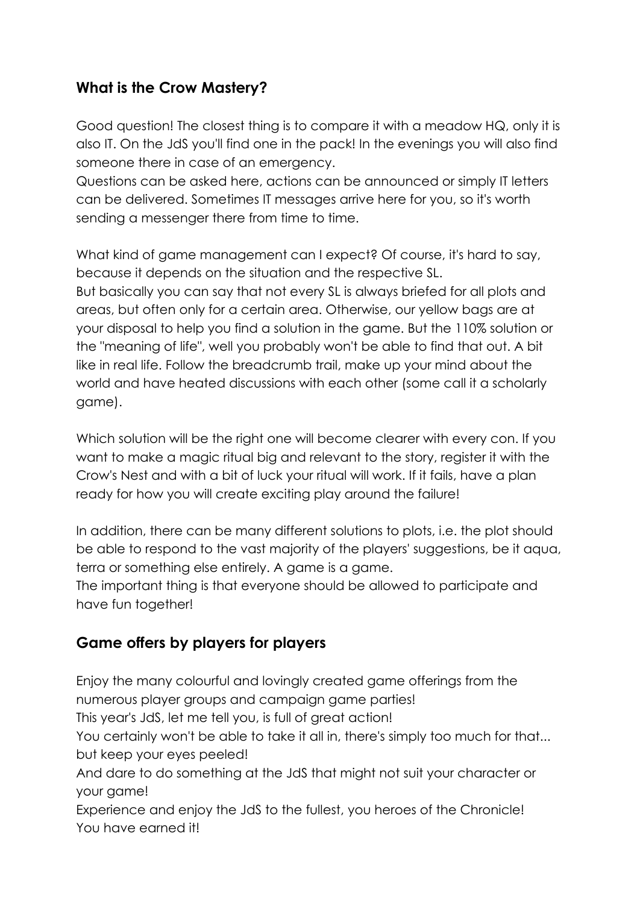## What is the Crow Mastery?

Good question! The closest thing is to compare it with a meadow HQ, only it is also IT. On the JdS you'll find one in the pack! In the evenings you will also find someone there in case of an emergency.
Questions can be asked here, actions can be announced or simply IT letters can be delivered. Sometimes IT messages arrive here for you, so it's worth sending a messenger there from time to time.

What kind of game management can I expect? Of course, it's hard to say, because it depends on the situation and the respective SL.
But basically you can say that not every SL is always briefed for all plots and areas, but often only for a certain area. Otherwise, our yellow bags are at your disposal to help you find a solution in the game. But the 110% solution or the "meaning of life", well you probably won't be able to find that out. A bit like in real life. Follow the breadcrumb trail, make up your mind about the world and have heated discussions with each other (some call it a scholarly game).

Which solution will be the right one will become clearer with every con. If you want to make a magic ritual big and relevant to the story, register it with the Crow's Nest and with a bit of luck your ritual will work. If it fails, have a plan ready for how you will create exciting play around the failure!

In addition, there can be many different solutions to plots, i.e. the plot should be able to respond to the vast majority of the players' suggestions, be it aqua, terra or something else entirely. A game is a game.
The important thing is that everyone should be allowed to participate and have fun together!

## Game offers by players for players

Enjoy the many colourful and lovingly created game offerings from the numerous player groups and campaign game parties!
This year's JdS, let me tell you, is full of great action!
You certainly won't be able to take it all in, there's simply too much for that... but keep your eyes peeled!
And dare to do something at the JdS that might not suit your character or your game!
Experience and enjoy the JdS to the fullest, you heroes of the Chronicle!
You have earned it!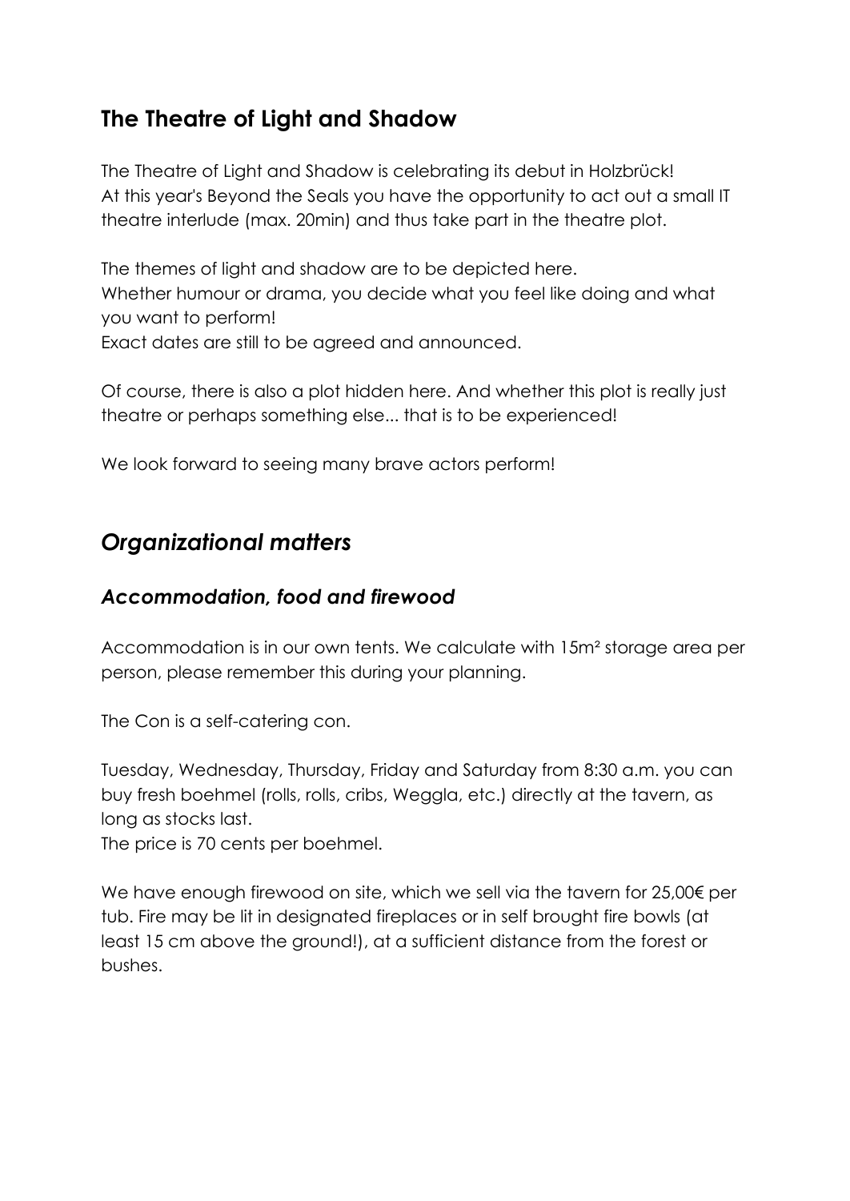## The Theatre of Light and Shadow

The Theatre of Light and Shadow is celebrating its debut in Holzbrück!
At this year's Beyond the Seals you have the opportunity to act out a small IT theatre interlude (max. 20min) and thus take part in the theatre plot.

The themes of light and shadow are to be depicted here.
Whether humour or drama, you decide what you feel like doing and what you want to perform!
Exact dates are still to be agreed and announced.

Of course, there is also a plot hidden here. And whether this plot is really just theatre or perhaps something else... that is to be experienced!

We look forward to seeing many brave actors perform!

## *Organizational matters*

### *Accommodation, food and firewood*

Accommodation is in our own tents. We calculate with 15m² storage area per person, please remember this during your planning.

The Con is a self-catering con.

Tuesday, Wednesday, Thursday, Friday and Saturday from 8:30 a.m. you can buy fresh boehmel (rolls, rolls, cribs, Weggla, etc.) directly at the tavern, as long as stocks last.
The price is 70 cents per boehmel.

We have enough firewood on site, which we sell via the tavern for 25,00€ per tub. Fire may be lit in designated fireplaces or in self brought fire bowls (at least 15 cm above the ground!), at a sufficient distance from the forest or bushes.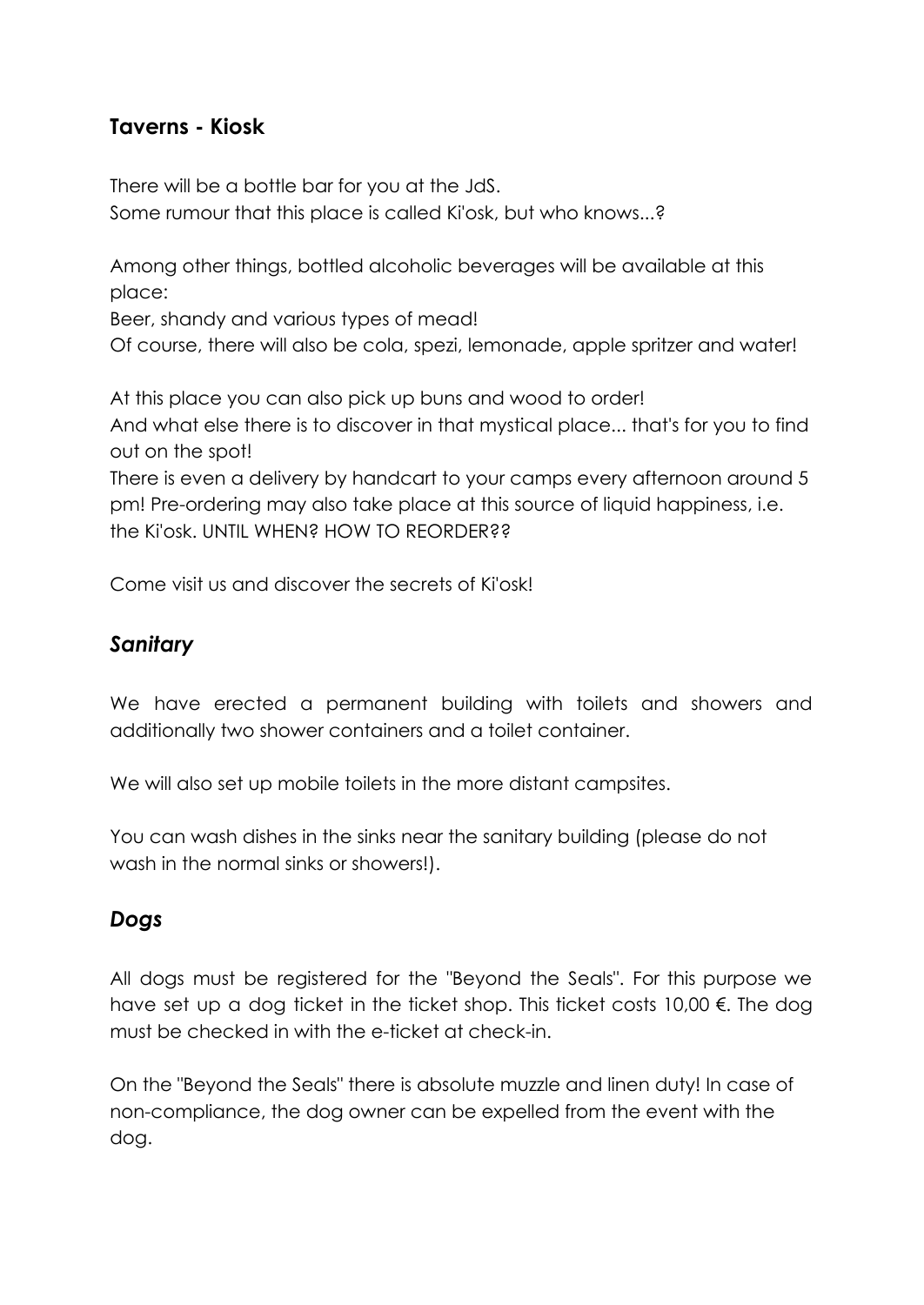## **Taverns - Kiosk**

There will be a bottle bar for you at the JdS.
Some rumour that this place is called Ki'osk, but who knows...?

Among other things, bottled alcoholic beverages will be available at this place:
Beer, shandy and various types of mead!
Of course, there will also be cola, spezi, lemonade, apple spritzer and water!

At this place you can also pick up buns and wood to order!
And what else there is to discover in that mystical place... that's for you to find out on the spot!
There is even a delivery by handcart to your camps every afternoon around 5 pm! Pre-ordering may also take place at this source of liquid happiness, i.e. the Ki'osk. UNTIL WHEN? HOW TO REORDER??

Come visit us and discover the secrets of Ki'osk!

## ***Sanitary***

We have erected a permanent building with toilets and showers and additionally two shower containers and a toilet container.

We will also set up mobile toilets in the more distant campsites.

You can wash dishes in the sinks near the sanitary building (please do not wash in the normal sinks or showers!).

## ***Dogs***

All dogs must be registered for the "Beyond the Seals". For this purpose we have set up a dog ticket in the ticket shop. This ticket costs 10,00 €. The dog must be checked in with the e-ticket at check-in.

On the "Beyond the Seals" there is absolute muzzle and linen duty! In case of non-compliance, the dog owner can be expelled from the event with the dog.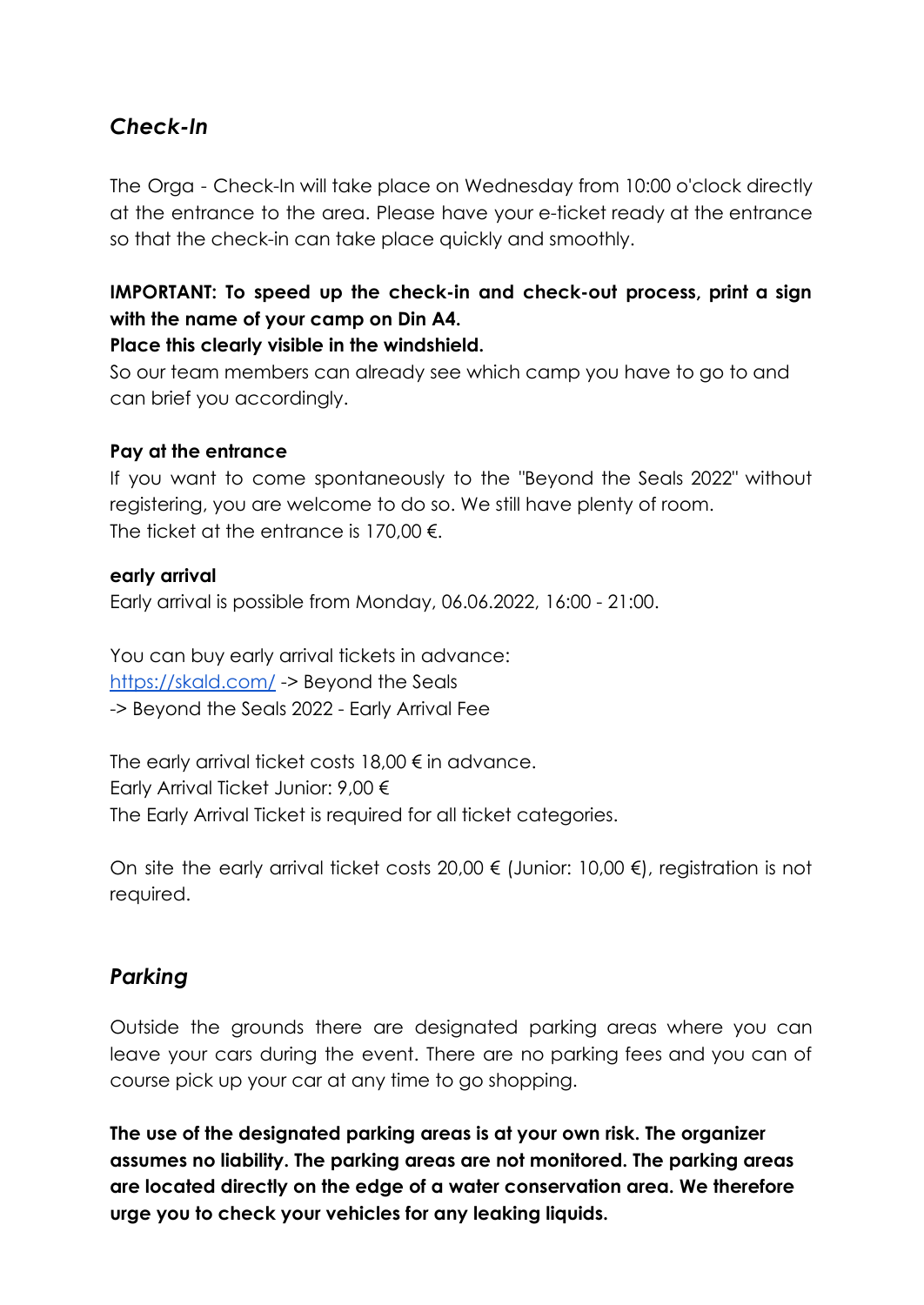## *Check-In*

The Orga - Check-In will take place on Wednesday from 10:00 o'clock directly at the entrance to the area. Please have your e-ticket ready at the entrance so that the check-in can take place quickly and smoothly.

**IMPORTANT: To speed up the check-in and check-out process, print a sign with the name of your camp on Din A4.**
**Place this clearly visible in the windshield.**
So our team members can already see which camp you have to go to and can brief you accordingly.

**Pay at the entrance**
If you want to come spontaneously to the "Beyond the Seals 2022" without registering, you are welcome to do so. We still have plenty of room.
The ticket at the entrance is 170,00 €.

**early arrival**
Early arrival is possible from Monday, 06.06.2022, 16:00 - 21:00.

You can buy early arrival tickets in advance:
https://skald.com/ -> Beyond the Seals
-> Beyond the Seals 2022 - Early Arrival Fee

The early arrival ticket costs 18,00 € in advance.
Early Arrival Ticket Junior: 9,00 €
The Early Arrival Ticket is required for all ticket categories.

On site the early arrival ticket costs 20,00 € (Junior: 10,00 €), registration is not required.

## *Parking*

Outside the grounds there are designated parking areas where you can leave your cars during the event. There are no parking fees and you can of course pick up your car at any time to go shopping.

**The use of the designated parking areas is at your own risk. The organizer assumes no liability. The parking areas are not monitored. The parking areas are located directly on the edge of a water conservation area. We therefore urge you to check your vehicles for any leaking liquids.**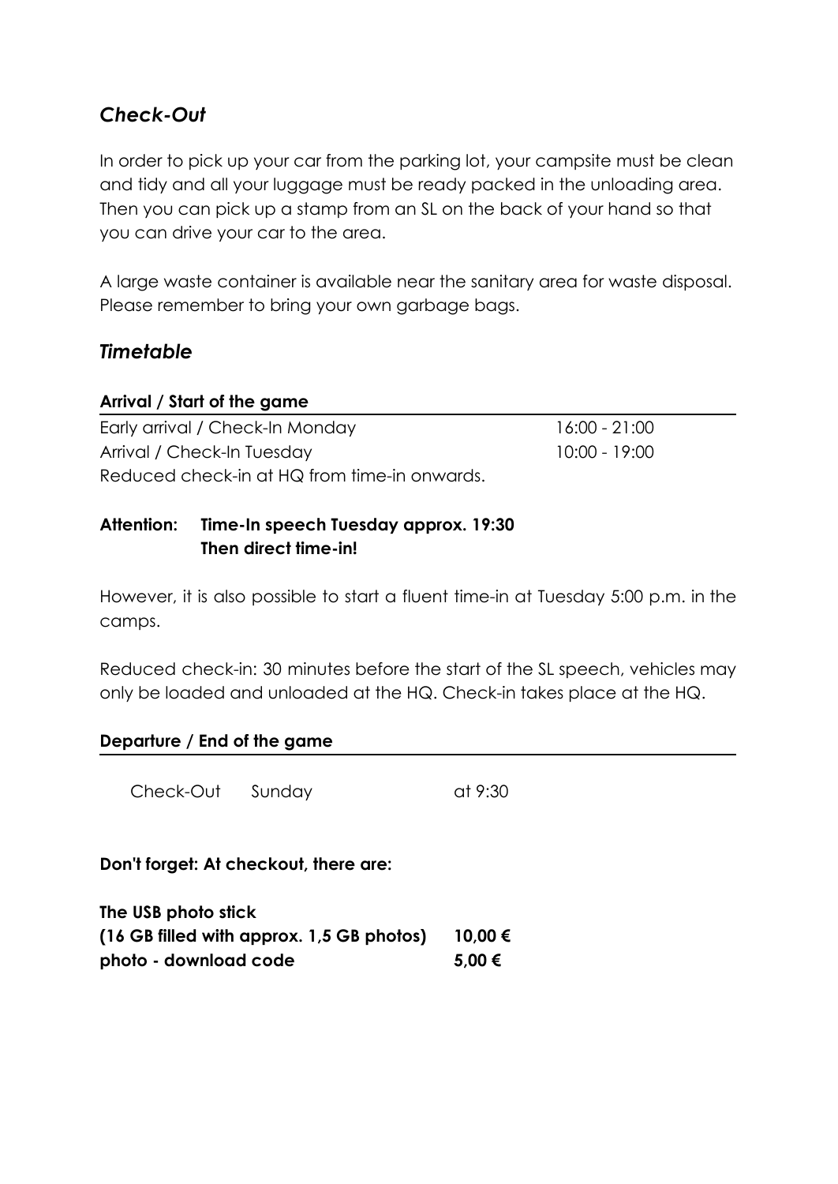## *Check-Out*

In order to pick up your car from the parking lot, your campsite must be clean and tidy and all your luggage must be ready packed in the unloading area. Then you can pick up a stamp from an SL on the back of your hand so that you can drive your car to the area.

A large waste container is available near the sanitary area for waste disposal. Please remember to bring your own garbage bags.

## *Timetable*

**Arrival / Start of the game**

| | |
|---|---|
| Early arrival / Check-In Monday | 16:00 - 21:00 |
| Arrival / Check-In Tuesday | 10:00 - 19:00 |
| Reduced check-in at HQ from time-in onwards. | |

**Attention: Time-In speech Tuesday approx. 19:30**
**Then direct time-in!**

However, it is also possible to start a fluent time-in at Tuesday 5:00 p.m. in the camps.

Reduced check-in: 30 minutes before the start of the SL speech, vehicles may only be loaded and unloaded at the HQ. Check-in takes place at the HQ.

**Departure / End of the game**

| | | |
|---|---|---|
| Check-Out | Sunday | at 9:30 |

**Don't forget: At checkout, there are:**

| | |
|---|---|
| **The USB photo stick** | |
| **(16 GB filled with approx. 1,5 GB photos)** | **10,00 €** |
| **photo - download code** | **5,00 €** |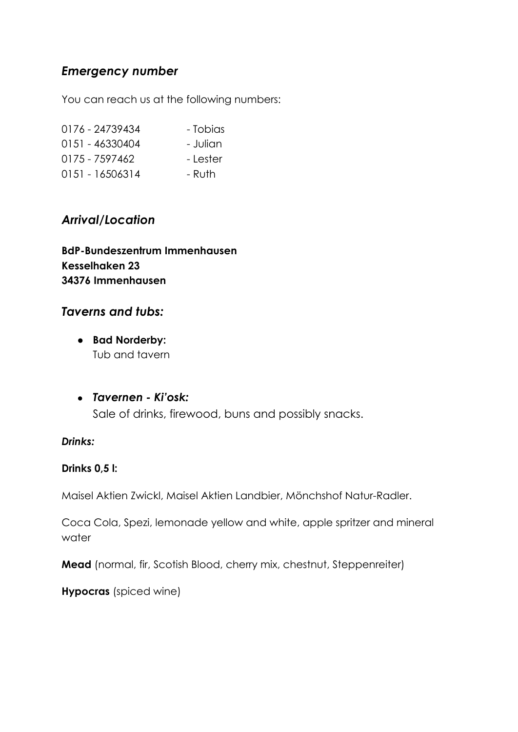## *Emergency number*

You can reach us at the following numbers:

0176 - 24739434 - Tobias
0151 - 46330404 - Julian
0175 - 7597462 - Lester
0151 - 16506314 - Ruth

## *Arrival/Location*

**BdP-Bundeszentrum Immenhausen**
**Kesselhaken 23**
**34376 Immenhausen**

## *Taverns and tubs:*

- **Bad Norderby:**
  Tub and tavern

- ***Tavernen - Ki'osk:***
  Sale of drinks, firewood, buns and possibly snacks.

***Drinks:***

**Drinks 0,5 l:**

Maisel Aktien Zwickl, Maisel Aktien Landbier, Mönchshof Natur-Radler.

Coca Cola, Spezi, lemonade yellow and white, apple spritzer and mineral water

**Mead** (normal, fir, Scotish Blood, cherry mix, chestnut, Steppenreiter)

**Hypocras** (spiced wine)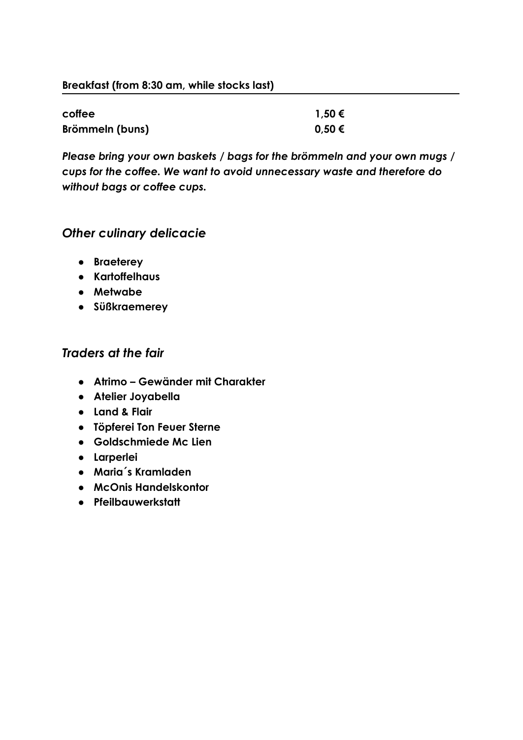**Breakfast (from 8:30 am, while stocks last)**

| | |
|---|---|
| **coffee** | **1,50 €** |
| **Brömmeln (buns)** | **0,50 €** |

***Please bring your own baskets / bags for the brömmeln and your own mugs / cups for the coffee. We want to avoid unnecessary waste and therefore do without bags or coffee cups.***

## *Other culinary delicacie*

- **Braeterey**
- **Kartoffelhaus**
- **Metwabe**
- **Süßkraemerey**

## *Traders at the fair*

- **Atrimo – Gewänder mit Charakter**
- **Atelier Joyabella**
- **Land & Flair**
- **Töpferei Ton Feuer Sterne**
- **Goldschmiede Mc Lien**
- **Larperlei**
- **Maria´s Kramladen**
- **McOnis Handelskontor**
- **Pfeilbauwerkstatt**